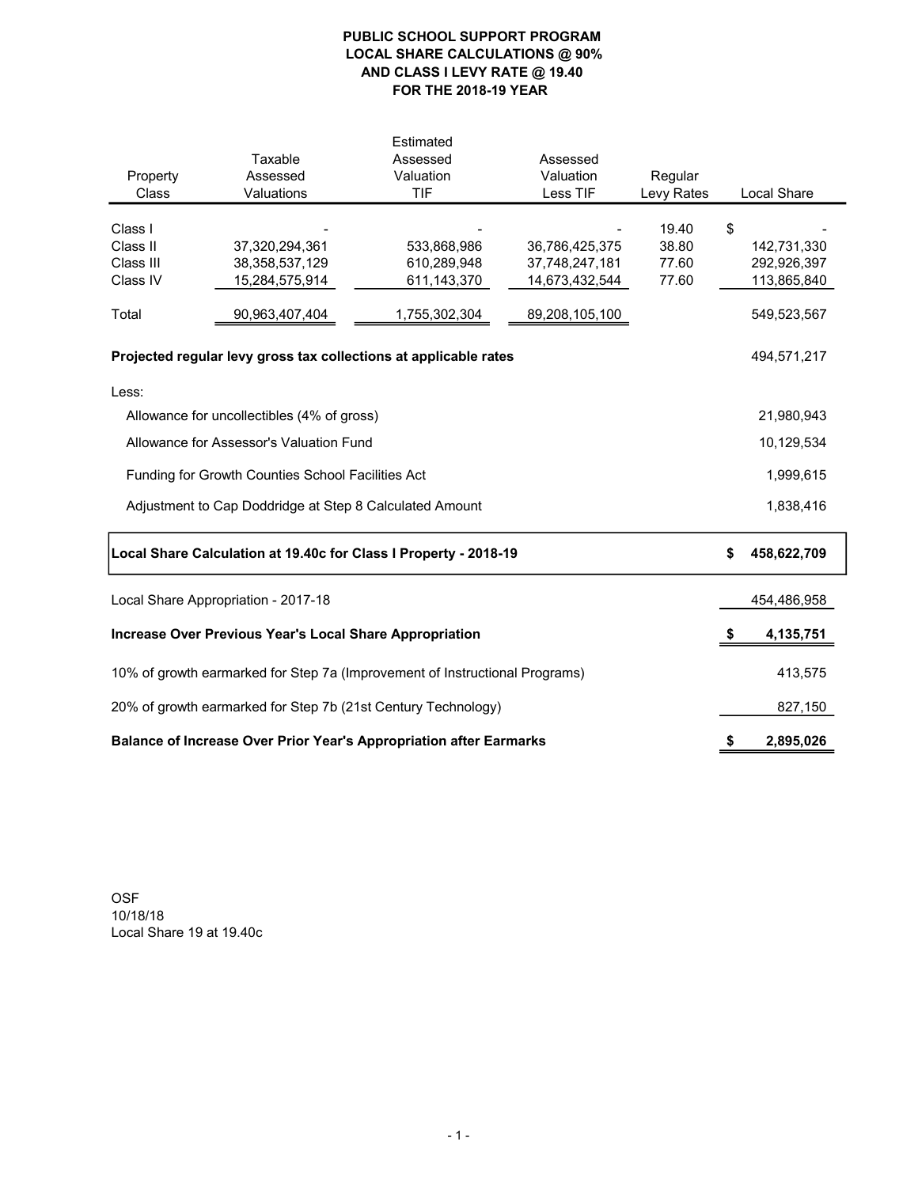# PUBLIC SCHOOL SUPPORT PROGRAM
## LOCAL SHARE CALCULATIONS @ 90%
## AND CLASS I LEVY RATE @ 19.40
## FOR THE 2018-19 YEAR

| Property Class | Taxable Assessed Valuations | Estimated Assessed Valuation TIF | Assessed Valuation Less TIF | Regular Levy Rates | Local Share |
|---|---|---|---|---|---|
| Class I | - | - | - | 19.40 | $ - |
| Class II | 37,320,294,361 | 533,868,986 | 36,786,425,375 | 38.80 | 142,731,330 |
| Class III | 38,358,537,129 | 610,289,948 | 37,748,247,181 | 77.60 | 292,926,397 |
| Class IV | 15,284,575,914 | 611,143,370 | 14,673,432,544 | 77.60 | 113,865,840 |
| Total | 90,963,407,404 | 1,755,302,304 | 89,208,105,100 | | 549,523,567 |

| | |
|---|---|
| **Projected regular levy gross tax collections at applicable rates** | 494,571,217 |
| Less: | |
| Allowance for uncollectibles (4% of gross) | 21,980,943 |
| Allowance for Assessor's Valuation Fund | 10,129,534 |
| Funding for Growth Counties School Facilities Act | 1,999,615 |
| Adjustment to Cap Doddridge at Step 8 Calculated Amount | 1,838,416 |
| **Local Share Calculation at 19.40c for Class I Property - 2018-19** | **$ 458,622,709** |
| Local Share Appropriation - 2017-18 | 454,486,958 |
| **Increase Over Previous Year's Local Share Appropriation** | **$ 4,135,751** |
| 10% of growth earmarked for Step 7a (Improvement of Instructional Programs) | 413,575 |
| 20% of growth earmarked for Step 7b (21st Century Technology) | 827,150 |
| **Balance of Increase Over Prior Year's Appropriation after Earmarks** | **$ 2,895,026** |

OSF
10/18/18
Local Share 19 at 19.40c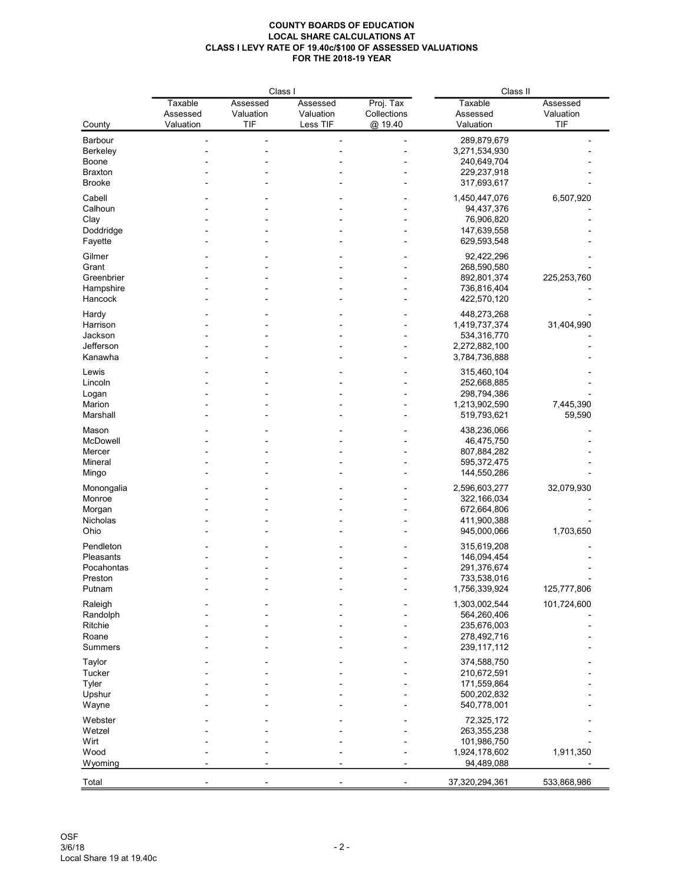**COUNTY BOARDS OF EDUCATION**
**LOCAL SHARE CALCULATIONS AT**
**CLASS I LEVY RATE OF 19.40c/$100 OF ASSESSED VALUATIONS**
**FOR THE 2018-19 YEAR**

| | Class I | | | | Class II | |
|---|---|---|---|---|---|---|
| County | Taxable Assessed Valuation | Assessed Valuation TIF | Assessed Valuation Less TIF | Proj. Tax Collections @ 19.40 | Taxable Assessed Valuation | Assessed Valuation TIF |
| Barbour | - | - | - | - | 289,879,679 | - |
| Berkeley | - | - | - | - | 3,271,534,930 | - |
| Boone | - | - | - | - | 240,649,704 | - |
| Braxton | - | - | - | - | 229,237,918 | - |
| Brooke | - | - | - | - | 317,693,617 | - |
| Cabell | - | - | - | - | 1,450,447,076 | 6,507,920 |
| Calhoun | - | - | - | - | 94,437,376 | - |
| Clay | - | - | - | - | 76,906,820 | - |
| Doddridge | - | - | - | - | 147,639,558 | - |
| Fayette | - | - | - | - | 629,593,548 | - |
| Gilmer | - | - | - | - | 92,422,296 | - |
| Grant | - | - | - | - | 268,590,580 | - |
| Greenbrier | - | - | - | - | 892,801,374 | 225,253,760 |
| Hampshire | - | - | - | - | 736,816,404 | - |
| Hancock | - | - | - | - | 422,570,120 | - |
| Hardy | - | - | - | - | 448,273,268 | - |
| Harrison | - | - | - | - | 1,419,737,374 | 31,404,990 |
| Jackson | - | - | - | - | 534,316,770 | - |
| Jefferson | - | - | - | - | 2,272,882,100 | - |
| Kanawha | - | - | - | - | 3,784,736,888 | - |
| Lewis | - | - | - | - | 315,460,104 | - |
| Lincoln | - | - | - | - | 252,668,885 | - |
| Logan | - | - | - | - | 298,794,386 | - |
| Marion | - | - | - | - | 1,213,902,590 | 7,445,390 |
| Marshall | - | - | - | - | 519,793,621 | 59,590 |
| Mason | - | - | - | - | 438,236,066 | - |
| McDowell | - | - | - | - | 46,475,750 | - |
| Mercer | - | - | - | - | 807,884,282 | - |
| Mineral | - | - | - | - | 595,372,475 | - |
| Mingo | - | - | - | - | 144,550,286 | - |
| Monongalia | - | - | - | - | 2,596,603,277 | 32,079,930 |
| Monroe | - | - | - | - | 322,166,034 | - |
| Morgan | - | - | - | - | 672,664,806 | - |
| Nicholas | - | - | - | - | 411,900,388 | - |
| Ohio | - | - | - | - | 945,000,066 | 1,703,650 |
| Pendleton | - | - | - | - | 315,619,208 | - |
| Pleasants | - | - | - | - | 146,094,454 | - |
| Pocahontas | - | - | - | - | 291,376,674 | - |
| Preston | - | - | - | - | 733,538,016 | - |
| Putnam | - | - | - | - | 1,756,339,924 | 125,777,806 |
| Raleigh | - | - | - | - | 1,303,002,544 | 101,724,600 |
| Randolph | - | - | - | - | 564,260,406 | - |
| Ritchie | - | - | - | - | 235,676,003 | - |
| Roane | - | - | - | - | 278,492,716 | - |
| Summers | - | - | - | - | 239,117,112 | - |
| Taylor | - | - | - | - | 374,588,750 | - |
| Tucker | - | - | - | - | 210,672,591 | - |
| Tyler | - | - | - | - | 171,559,864 | - |
| Upshur | - | - | - | - | 500,202,832 | - |
| Wayne | - | - | - | - | 540,778,001 | - |
| Webster | - | - | - | - | 72,325,172 | - |
| Wetzel | - | - | - | - | 263,355,238 | - |
| Wirt | - | - | - | - | 101,986,750 | - |
| Wood | - | - | - | - | 1,924,178,602 | 1,911,350 |
| Wyoming | - | - | - | - | 94,489,088 | - |
| Total | - | - | - | - | 37,320,294,361 | 533,868,986 |

OSF
3/6/18
Local Share 19 at 19.40c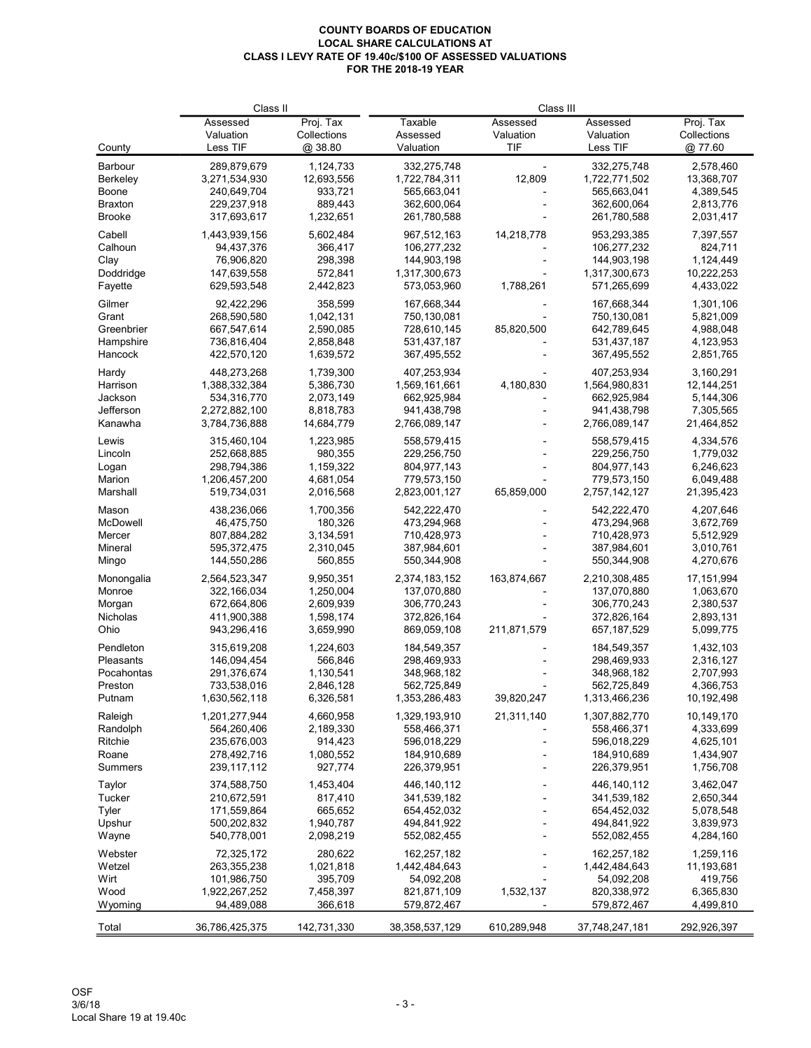**COUNTY BOARDS OF EDUCATION**
**LOCAL SHARE CALCULATIONS AT**
**CLASS I LEVY RATE OF 19.40c/$100 OF ASSESSED VALUATIONS**
**FOR THE 2018-19 YEAR**

| | Class II | | Class III | | | |
|---|---|---|---|---|---|---|
| County | Assessed Valuation Less TIF | Proj. Tax Collections @ 38.80 | Taxable Assessed Valuation | Assessed Valuation TIF | Assessed Valuation Less TIF | Proj. Tax Collections @ 77.60 |
| Barbour | 289,879,679 | 1,124,733 | 332,275,748 | - | 332,275,748 | 2,578,460 |
| Berkeley | 3,271,534,930 | 12,693,556 | 1,722,784,311 | 12,809 | 1,722,771,502 | 13,368,707 |
| Boone | 240,649,704 | 933,721 | 565,663,041 | - | 565,663,041 | 4,389,545 |
| Braxton | 229,237,918 | 889,443 | 362,600,064 | - | 362,600,064 | 2,813,776 |
| Brooke | 317,693,617 | 1,232,651 | 261,780,588 | - | 261,780,588 | 2,031,417 |
| Cabell | 1,443,939,156 | 5,602,484 | 967,512,163 | 14,218,778 | 953,293,385 | 7,397,557 |
| Calhoun | 94,437,376 | 366,417 | 106,277,232 | - | 106,277,232 | 824,711 |
| Clay | 76,906,820 | 298,398 | 144,903,198 | - | 144,903,198 | 1,124,449 |
| Doddridge | 147,639,558 | 572,841 | 1,317,300,673 | - | 1,317,300,673 | 10,222,253 |
| Fayette | 629,593,548 | 2,442,823 | 573,053,960 | 1,788,261 | 571,265,699 | 4,433,022 |
| Gilmer | 92,422,296 | 358,599 | 167,668,344 | - | 167,668,344 | 1,301,106 |
| Grant | 268,590,580 | 1,042,131 | 750,130,081 | - | 750,130,081 | 5,821,009 |
| Greenbrier | 667,547,614 | 2,590,085 | 728,610,145 | 85,820,500 | 642,789,645 | 4,988,048 |
| Hampshire | 736,816,404 | 2,858,848 | 531,437,187 | - | 531,437,187 | 4,123,953 |
| Hancock | 422,570,120 | 1,639,572 | 367,495,552 | - | 367,495,552 | 2,851,765 |
| Hardy | 448,273,268 | 1,739,300 | 407,253,934 | - | 407,253,934 | 3,160,291 |
| Harrison | 1,388,332,384 | 5,386,730 | 1,569,161,661 | 4,180,830 | 1,564,980,831 | 12,144,251 |
| Jackson | 534,316,770 | 2,073,149 | 662,925,984 | - | 662,925,984 | 5,144,306 |
| Jefferson | 2,272,882,100 | 8,818,783 | 941,438,798 | - | 941,438,798 | 7,305,565 |
| Kanawha | 3,784,736,888 | 14,684,779 | 2,766,089,147 | - | 2,766,089,147 | 21,464,852 |
| Lewis | 315,460,104 | 1,223,985 | 558,579,415 | - | 558,579,415 | 4,334,576 |
| Lincoln | 252,668,885 | 980,355 | 229,256,750 | - | 229,256,750 | 1,779,032 |
| Logan | 298,794,386 | 1,159,322 | 804,977,143 | - | 804,977,143 | 6,246,623 |
| Marion | 1,206,457,200 | 4,681,054 | 779,573,150 | - | 779,573,150 | 6,049,488 |
| Marshall | 519,734,031 | 2,016,568 | 2,823,001,127 | 65,859,000 | 2,757,142,127 | 21,395,423 |
| Mason | 438,236,066 | 1,700,356 | 542,222,470 | - | 542,222,470 | 4,207,646 |
| McDowell | 46,475,750 | 180,326 | 473,294,968 | - | 473,294,968 | 3,672,769 |
| Mercer | 807,884,282 | 3,134,591 | 710,428,973 | - | 710,428,973 | 5,512,929 |
| Mineral | 595,372,475 | 2,310,045 | 387,984,601 | - | 387,984,601 | 3,010,761 |
| Mingo | 144,550,286 | 560,855 | 550,344,908 | - | 550,344,908 | 4,270,676 |
| Monongalia | 2,564,523,347 | 9,950,351 | 2,374,183,152 | 163,874,667 | 2,210,308,485 | 17,151,994 |
| Monroe | 322,166,034 | 1,250,004 | 137,070,880 | - | 137,070,880 | 1,063,670 |
| Morgan | 672,664,806 | 2,609,939 | 306,770,243 | - | 306,770,243 | 2,380,537 |
| Nicholas | 411,900,388 | 1,598,174 | 372,826,164 | - | 372,826,164 | 2,893,131 |
| Ohio | 943,296,416 | 3,659,990 | 869,059,108 | 211,871,579 | 657,187,529 | 5,099,775 |
| Pendleton | 315,619,208 | 1,224,603 | 184,549,357 | - | 184,549,357 | 1,432,103 |
| Pleasants | 146,094,454 | 566,846 | 298,469,933 | - | 298,469,933 | 2,316,127 |
| Pocahontas | 291,376,674 | 1,130,541 | 348,968,182 | - | 348,968,182 | 2,707,993 |
| Preston | 733,538,016 | 2,846,128 | 562,725,849 | - | 562,725,849 | 4,366,753 |
| Putnam | 1,630,562,118 | 6,326,581 | 1,353,286,483 | 39,820,247 | 1,313,466,236 | 10,192,498 |
| Raleigh | 1,201,277,944 | 4,660,958 | 1,329,193,910 | 21,311,140 | 1,307,882,770 | 10,149,170 |
| Randolph | 564,260,406 | 2,189,330 | 558,466,371 | - | 558,466,371 | 4,333,699 |
| Ritchie | 235,676,003 | 914,423 | 596,018,229 | - | 596,018,229 | 4,625,101 |
| Roane | 278,492,716 | 1,080,552 | 184,910,689 | - | 184,910,689 | 1,434,907 |
| Summers | 239,117,112 | 927,774 | 226,379,951 | - | 226,379,951 | 1,756,708 |
| Taylor | 374,588,750 | 1,453,404 | 446,140,112 | - | 446,140,112 | 3,462,047 |
| Tucker | 210,672,591 | 817,410 | 341,539,182 | - | 341,539,182 | 2,650,344 |
| Tyler | 171,559,864 | 665,652 | 654,452,032 | - | 654,452,032 | 5,078,548 |
| Upshur | 500,202,832 | 1,940,787 | 494,841,922 | - | 494,841,922 | 3,839,973 |
| Wayne | 540,778,001 | 2,098,219 | 552,082,455 | - | 552,082,455 | 4,284,160 |
| Webster | 72,325,172 | 280,622 | 162,257,182 | - | 162,257,182 | 1,259,116 |
| Wetzel | 263,355,238 | 1,021,818 | 1,442,484,643 | - | 1,442,484,643 | 11,193,681 |
| Wirt | 101,986,750 | 395,709 | 54,092,208 | - | 54,092,208 | 419,756 |
| Wood | 1,922,267,252 | 7,458,397 | 821,871,109 | 1,532,137 | 820,338,972 | 6,365,830 |
| Wyoming | 94,489,088 | 366,618 | 579,872,467 | - | 579,872,467 | 4,499,810 |
| Total | 36,786,425,375 | 142,731,330 | 38,358,537,129 | 610,289,948 | 37,748,247,181 | 292,926,397 |

OSF
3/6/18
Local Share 19 at 19.40c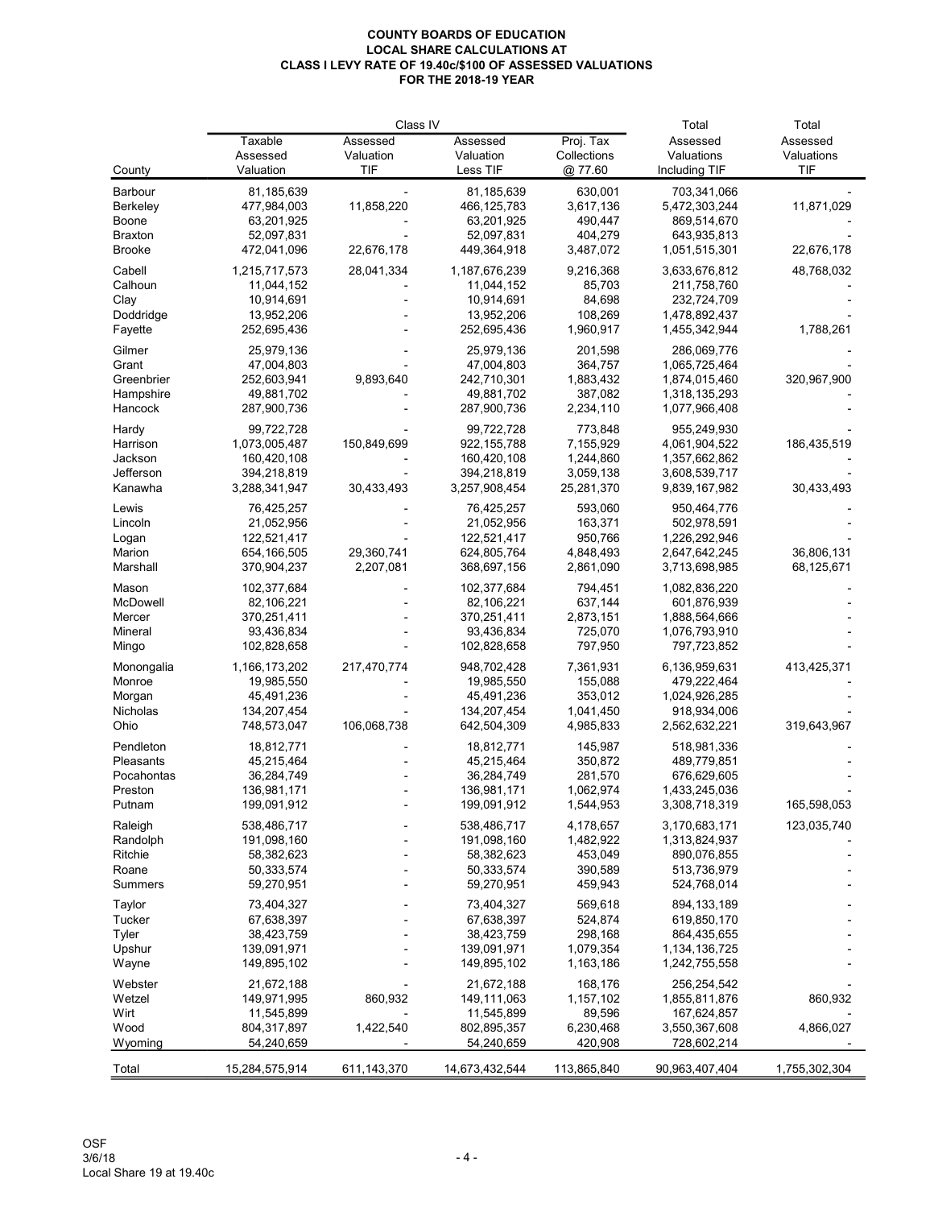# COUNTY BOARDS OF EDUCATION
## LOCAL SHARE CALCULATIONS AT
## CLASS I LEVY RATE OF 19.40c/$100 OF ASSESSED VALUATIONS
## FOR THE 2018-19 YEAR

| | Class IV | | | | Total | Total |
|---|---|---|---|---|---|---|
| County | Taxable Assessed Valuation | Assessed Valuation TIF | Assessed Valuation Less TIF | Proj. Tax Collections @ 77.60 | Assessed Valuations Including TIF | Assessed Valuations TIF |
| Barbour | 81,185,639 | - | 81,185,639 | 630,001 | 703,341,066 | - |
| Berkeley | 477,984,003 | 11,858,220 | 466,125,783 | 3,617,136 | 5,472,303,244 | 11,871,029 |
| Boone | 63,201,925 | - | 63,201,925 | 490,447 | 869,514,670 | - |
| Braxton | 52,097,831 | - | 52,097,831 | 404,279 | 643,935,813 | - |
| Brooke | 472,041,096 | 22,676,178 | 449,364,918 | 3,487,072 | 1,051,515,301 | 22,676,178 |
| Cabell | 1,215,717,573 | 28,041,334 | 1,187,676,239 | 9,216,368 | 3,633,676,812 | 48,768,032 |
| Calhoun | 11,044,152 | - | 11,044,152 | 85,703 | 211,758,760 | - |
| Clay | 10,914,691 | - | 10,914,691 | 84,698 | 232,724,709 | - |
| Doddridge | 13,952,206 | - | 13,952,206 | 108,269 | 1,478,892,437 | - |
| Fayette | 252,695,436 | - | 252,695,436 | 1,960,917 | 1,455,342,944 | 1,788,261 |
| Gilmer | 25,979,136 | - | 25,979,136 | 201,598 | 286,069,776 | - |
| Grant | 47,004,803 | - | 47,004,803 | 364,757 | 1,065,725,464 | - |
| Greenbrier | 252,603,941 | 9,893,640 | 242,710,301 | 1,883,432 | 1,874,015,460 | 320,967,900 |
| Hampshire | 49,881,702 | - | 49,881,702 | 387,082 | 1,318,135,293 | - |
| Hancock | 287,900,736 | - | 287,900,736 | 2,234,110 | 1,077,966,408 | - |
| Hardy | 99,722,728 | - | 99,722,728 | 773,848 | 955,249,930 | - |
| Harrison | 1,073,005,487 | 150,849,699 | 922,155,788 | 7,155,929 | 4,061,904,522 | 186,435,519 |
| Jackson | 160,420,108 | - | 160,420,108 | 1,244,860 | 1,357,662,862 | - |
| Jefferson | 394,218,819 | - | 394,218,819 | 3,059,138 | 3,608,539,717 | - |
| Kanawha | 3,288,341,947 | 30,433,493 | 3,257,908,454 | 25,281,370 | 9,839,167,982 | 30,433,493 |
| Lewis | 76,425,257 | - | 76,425,257 | 593,060 | 950,464,776 | - |
| Lincoln | 21,052,956 | - | 21,052,956 | 163,371 | 502,978,591 | - |
| Logan | 122,521,417 | - | 122,521,417 | 950,766 | 1,226,292,946 | - |
| Marion | 654,166,505 | 29,360,741 | 624,805,764 | 4,848,493 | 2,647,642,245 | 36,806,131 |
| Marshall | 370,904,237 | 2,207,081 | 368,697,156 | 2,861,090 | 3,713,698,985 | 68,125,671 |
| Mason | 102,377,684 | - | 102,377,684 | 794,451 | 1,082,836,220 | - |
| McDowell | 82,106,221 | - | 82,106,221 | 637,144 | 601,876,939 | - |
| Mercer | 370,251,411 | - | 370,251,411 | 2,873,151 | 1,888,564,666 | - |
| Mineral | 93,436,834 | - | 93,436,834 | 725,070 | 1,076,793,910 | - |
| Mingo | 102,828,658 | - | 102,828,658 | 797,950 | 797,723,852 | - |
| Monongalia | 1,166,173,202 | 217,470,774 | 948,702,428 | 7,361,931 | 6,136,959,631 | 413,425,371 |
| Monroe | 19,985,550 | - | 19,985,550 | 155,088 | 479,222,464 | - |
| Morgan | 45,491,236 | - | 45,491,236 | 353,012 | 1,024,926,285 | - |
| Nicholas | 134,207,454 | - | 134,207,454 | 1,041,450 | 918,934,006 | - |
| Ohio | 748,573,047 | 106,068,738 | 642,504,309 | 4,985,833 | 2,562,632,221 | 319,643,967 |
| Pendleton | 18,812,771 | - | 18,812,771 | 145,987 | 518,981,336 | - |
| Pleasants | 45,215,464 | - | 45,215,464 | 350,872 | 489,779,851 | - |
| Pocahontas | 36,284,749 | - | 36,284,749 | 281,570 | 676,629,605 | - |
| Preston | 136,981,171 | - | 136,981,171 | 1,062,974 | 1,433,245,036 | - |
| Putnam | 199,091,912 | - | 199,091,912 | 1,544,953 | 3,308,718,319 | 165,598,053 |
| Raleigh | 538,486,717 | - | 538,486,717 | 4,178,657 | 3,170,683,171 | 123,035,740 |
| Randolph | 191,098,160 | - | 191,098,160 | 1,482,922 | 1,313,824,937 | - |
| Ritchie | 58,382,623 | - | 58,382,623 | 453,049 | 890,076,855 | - |
| Roane | 50,333,574 | - | 50,333,574 | 390,589 | 513,736,979 | - |
| Summers | 59,270,951 | - | 59,270,951 | 459,943 | 524,768,014 | - |
| Taylor | 73,404,327 | - | 73,404,327 | 569,618 | 894,133,189 | - |
| Tucker | 67,638,397 | - | 67,638,397 | 524,874 | 619,850,170 | - |
| Tyler | 38,423,759 | - | 38,423,759 | 298,168 | 864,435,655 | - |
| Upshur | 139,091,971 | - | 139,091,971 | 1,079,354 | 1,134,136,725 | - |
| Wayne | 149,895,102 | - | 149,895,102 | 1,163,186 | 1,242,755,558 | - |
| Webster | 21,672,188 | - | 21,672,188 | 168,176 | 256,254,542 | - |
| Wetzel | 149,971,995 | 860,932 | 149,111,063 | 1,157,102 | 1,855,811,876 | 860,932 |
| Wirt | 11,545,899 | - | 11,545,899 | 89,596 | 167,624,857 | - |
| Wood | 804,317,897 | 1,422,540 | 802,895,357 | 6,230,468 | 3,550,367,608 | 4,866,027 |
| Wyoming | 54,240,659 | - | 54,240,659 | 420,908 | 728,602,214 | - |
| Total | 15,284,575,914 | 611,143,370 | 14,673,432,544 | 113,865,840 | 90,963,407,404 | 1,755,302,304 |

OSF
3/6/18
Local Share 19 at 19.40c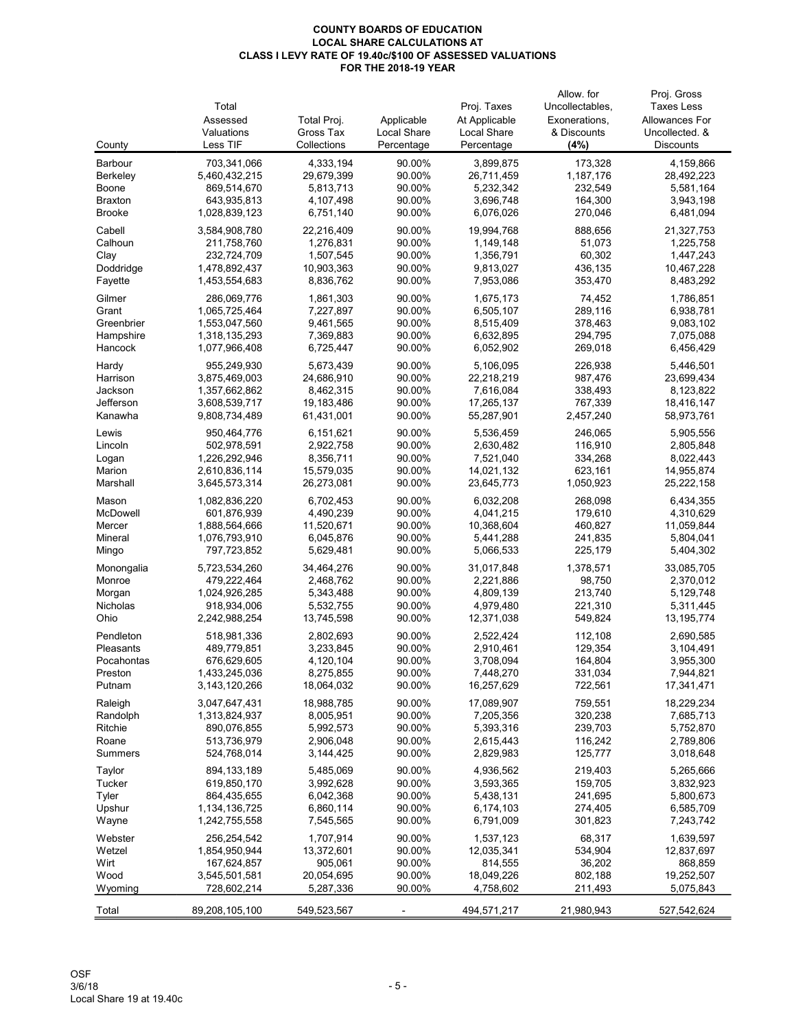**COUNTY BOARDS OF EDUCATION**
**LOCAL SHARE CALCULATIONS AT**
**CLASS I LEVY RATE OF 19.40c/$100 OF ASSESSED VALUATIONS**
**FOR THE 2018-19 YEAR**

| County | Total Assessed Valuations Less TIF | Total Proj. Gross Tax Collections | Applicable Local Share Percentage | Proj. Taxes At Applicable Local Share Percentage | Allow. for Uncollectables, Exonerations, & Discounts (4%) | Proj. Gross Taxes Less Allowances For Uncollected. & Discounts |
|---|---|---|---|---|---|---|
| Barbour | 703,341,066 | 4,333,194 | 90.00% | 3,899,875 | 173,328 | 4,159,866 |
| Berkeley | 5,460,432,215 | 29,679,399 | 90.00% | 26,711,459 | 1,187,176 | 28,492,223 |
| Boone | 869,514,670 | 5,813,713 | 90.00% | 5,232,342 | 232,549 | 5,581,164 |
| Braxton | 643,935,813 | 4,107,498 | 90.00% | 3,696,748 | 164,300 | 3,943,198 |
| Brooke | 1,028,839,123 | 6,751,140 | 90.00% | 6,076,026 | 270,046 | 6,481,094 |
| Cabell | 3,584,908,780 | 22,216,409 | 90.00% | 19,994,768 | 888,656 | 21,327,753 |
| Calhoun | 211,758,760 | 1,276,831 | 90.00% | 1,149,148 | 51,073 | 1,225,758 |
| Clay | 232,724,709 | 1,507,545 | 90.00% | 1,356,791 | 60,302 | 1,447,243 |
| Doddridge | 1,478,892,437 | 10,903,363 | 90.00% | 9,813,027 | 436,135 | 10,467,228 |
| Fayette | 1,453,554,683 | 8,836,762 | 90.00% | 7,953,086 | 353,470 | 8,483,292 |
| Gilmer | 286,069,776 | 1,861,303 | 90.00% | 1,675,173 | 74,452 | 1,786,851 |
| Grant | 1,065,725,464 | 7,227,897 | 90.00% | 6,505,107 | 289,116 | 6,938,781 |
| Greenbrier | 1,553,047,560 | 9,461,565 | 90.00% | 8,515,409 | 378,463 | 9,083,102 |
| Hampshire | 1,318,135,293 | 7,369,883 | 90.00% | 6,632,895 | 294,795 | 7,075,088 |
| Hancock | 1,077,966,408 | 6,725,447 | 90.00% | 6,052,902 | 269,018 | 6,456,429 |
| Hardy | 955,249,930 | 5,673,439 | 90.00% | 5,106,095 | 226,938 | 5,446,501 |
| Harrison | 3,875,469,003 | 24,686,910 | 90.00% | 22,218,219 | 987,476 | 23,699,434 |
| Jackson | 1,357,662,862 | 8,462,315 | 90.00% | 7,616,084 | 338,493 | 8,123,822 |
| Jefferson | 3,608,539,717 | 19,183,486 | 90.00% | 17,265,137 | 767,339 | 18,416,147 |
| Kanawha | 9,808,734,489 | 61,431,001 | 90.00% | 55,287,901 | 2,457,240 | 58,973,761 |
| Lewis | 950,464,776 | 6,151,621 | 90.00% | 5,536,459 | 246,065 | 5,905,556 |
| Lincoln | 502,978,591 | 2,922,758 | 90.00% | 2,630,482 | 116,910 | 2,805,848 |
| Logan | 1,226,292,946 | 8,356,711 | 90.00% | 7,521,040 | 334,268 | 8,022,443 |
| Marion | 2,610,836,114 | 15,579,035 | 90.00% | 14,021,132 | 623,161 | 14,955,874 |
| Marshall | 3,645,573,314 | 26,273,081 | 90.00% | 23,645,773 | 1,050,923 | 25,222,158 |
| Mason | 1,082,836,220 | 6,702,453 | 90.00% | 6,032,208 | 268,098 | 6,434,355 |
| McDowell | 601,876,939 | 4,490,239 | 90.00% | 4,041,215 | 179,610 | 4,310,629 |
| Mercer | 1,888,564,666 | 11,520,671 | 90.00% | 10,368,604 | 460,827 | 11,059,844 |
| Mineral | 1,076,793,910 | 6,045,876 | 90.00% | 5,441,288 | 241,835 | 5,804,041 |
| Mingo | 797,723,852 | 5,629,481 | 90.00% | 5,066,533 | 225,179 | 5,404,302 |
| Monongalia | 5,723,534,260 | 34,464,276 | 90.00% | 31,017,848 | 1,378,571 | 33,085,705 |
| Monroe | 479,222,464 | 2,468,762 | 90.00% | 2,221,886 | 98,750 | 2,370,012 |
| Morgan | 1,024,926,285 | 5,343,488 | 90.00% | 4,809,139 | 213,740 | 5,129,748 |
| Nicholas | 918,934,006 | 5,532,755 | 90.00% | 4,979,480 | 221,310 | 5,311,445 |
| Ohio | 2,242,988,254 | 13,745,598 | 90.00% | 12,371,038 | 549,824 | 13,195,774 |
| Pendleton | 518,981,336 | 2,802,693 | 90.00% | 2,522,424 | 112,108 | 2,690,585 |
| Pleasants | 489,779,851 | 3,233,845 | 90.00% | 2,910,461 | 129,354 | 3,104,491 |
| Pocahontas | 676,629,605 | 4,120,104 | 90.00% | 3,708,094 | 164,804 | 3,955,300 |
| Preston | 1,433,245,036 | 8,275,855 | 90.00% | 7,448,270 | 331,034 | 7,944,821 |
| Putnam | 3,143,120,266 | 18,064,032 | 90.00% | 16,257,629 | 722,561 | 17,341,471 |
| Raleigh | 3,047,647,431 | 18,988,785 | 90.00% | 17,089,907 | 759,551 | 18,229,234 |
| Randolph | 1,313,824,937 | 8,005,951 | 90.00% | 7,205,356 | 320,238 | 7,685,713 |
| Ritchie | 890,076,855 | 5,992,573 | 90.00% | 5,393,316 | 239,703 | 5,752,870 |
| Roane | 513,736,979 | 2,906,048 | 90.00% | 2,615,443 | 116,242 | 2,789,806 |
| Summers | 524,768,014 | 3,144,425 | 90.00% | 2,829,983 | 125,777 | 3,018,648 |
| Taylor | 894,133,189 | 5,485,069 | 90.00% | 4,936,562 | 219,403 | 5,265,666 |
| Tucker | 619,850,170 | 3,992,628 | 90.00% | 3,593,365 | 159,705 | 3,832,923 |
| Tyler | 864,435,655 | 6,042,368 | 90.00% | 5,438,131 | 241,695 | 5,800,673 |
| Upshur | 1,134,136,725 | 6,860,114 | 90.00% | 6,174,103 | 274,405 | 6,585,709 |
| Wayne | 1,242,755,558 | 7,545,565 | 90.00% | 6,791,009 | 301,823 | 7,243,742 |
| Webster | 256,254,542 | 1,707,914 | 90.00% | 1,537,123 | 68,317 | 1,639,597 |
| Wetzel | 1,854,950,944 | 13,372,601 | 90.00% | 12,035,341 | 534,904 | 12,837,697 |
| Wirt | 167,624,857 | 905,061 | 90.00% | 814,555 | 36,202 | 868,859 |
| Wood | 3,545,501,581 | 20,054,695 | 90.00% | 18,049,226 | 802,188 | 19,252,507 |
| Wyoming | 728,602,214 | 5,287,336 | 90.00% | 4,758,602 | 211,493 | 5,075,843 |
| Total | 89,208,105,100 | 549,523,567 | - | 494,571,217 | 21,980,943 | 527,542,624 |

OSF
3/6/18
Local Share 19 at 19.40c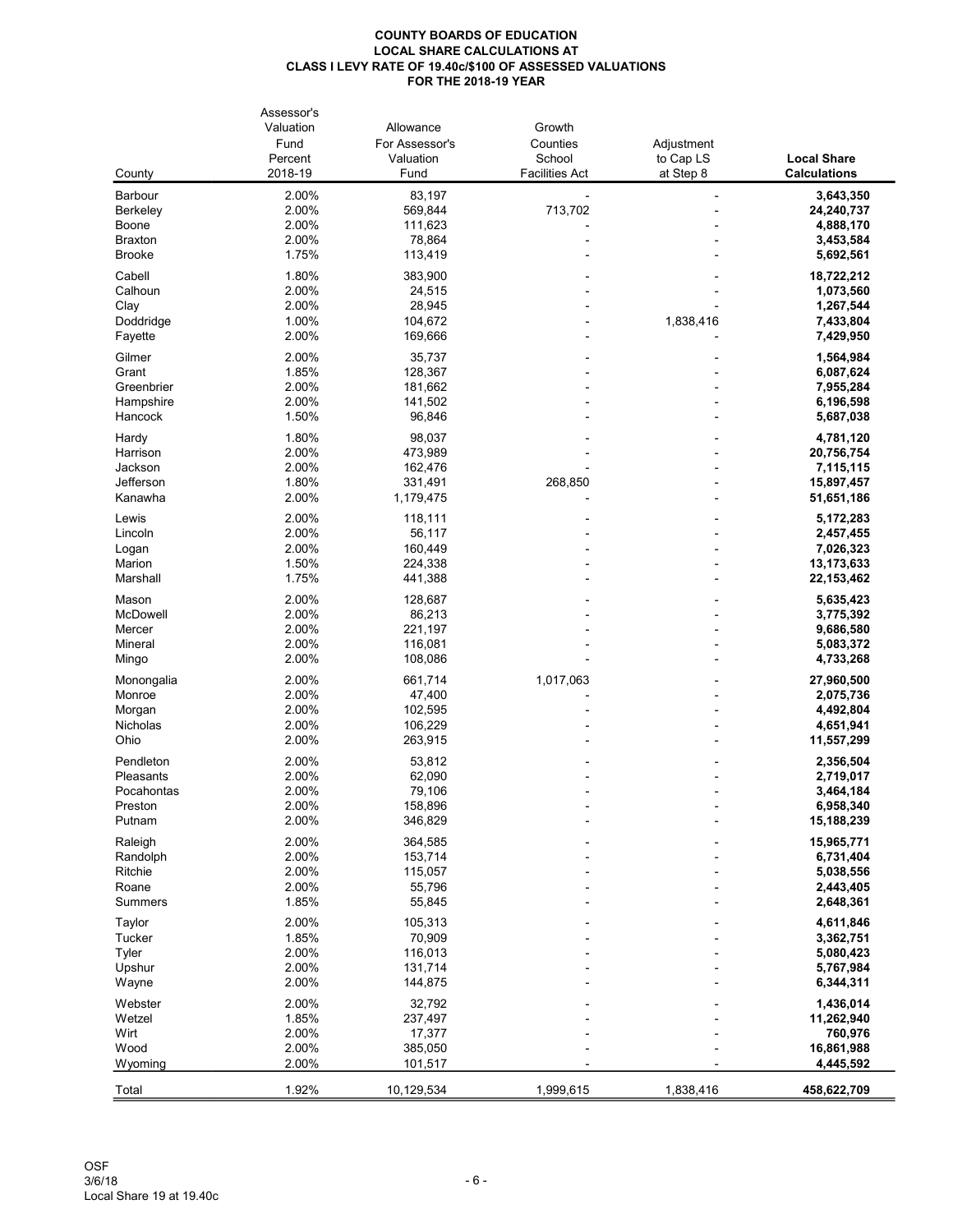# COUNTY BOARDS OF EDUCATION
## LOCAL SHARE CALCULATIONS AT
## CLASS I LEVY RATE OF 19.40c/$100 OF ASSESSED VALUATIONS
## FOR THE 2018-19 YEAR

| County | Assessor's Valuation Fund Percent 2018-19 | Allowance For Assessor's Valuation Fund | Growth Counties School Facilities Act | Adjustment to Cap LS at Step 8 | **Local Share Calculations** |
|---|---|---|---|---|---|
| Barbour | 2.00% | 83,197 | - | - | **3,643,350** |
| Berkeley | 2.00% | 569,844 | 713,702 | - | **24,240,737** |
| Boone | 2.00% | 111,623 | - | - | **4,888,170** |
| Braxton | 2.00% | 78,864 | - | - | **3,453,584** |
| Brooke | 1.75% | 113,419 | - | - | **5,692,561** |
| Cabell | 1.80% | 383,900 | - | - | **18,722,212** |
| Calhoun | 2.00% | 24,515 | - | - | **1,073,560** |
| Clay | 2.00% | 28,945 | - | - | **1,267,544** |
| Doddridge | 1.00% | 104,672 | - | 1,838,416 | **7,433,804** |
| Fayette | 2.00% | 169,666 | - | - | **7,429,950** |
| Gilmer | 2.00% | 35,737 | - | - | **1,564,984** |
| Grant | 1.85% | 128,367 | - | - | **6,087,624** |
| Greenbrier | 2.00% | 181,662 | - | - | **7,955,284** |
| Hampshire | 2.00% | 141,502 | - | - | **6,196,598** |
| Hancock | 1.50% | 96,846 | - | - | **5,687,038** |
| Hardy | 1.80% | 98,037 | - | - | **4,781,120** |
| Harrison | 2.00% | 473,989 | - | - | **20,756,754** |
| Jackson | 2.00% | 162,476 | - | - | **7,115,115** |
| Jefferson | 1.80% | 331,491 | 268,850 | - | **15,897,457** |
| Kanawha | 2.00% | 1,179,475 | - | - | **51,651,186** |
| Lewis | 2.00% | 118,111 | - | - | **5,172,283** |
| Lincoln | 2.00% | 56,117 | - | - | **2,457,455** |
| Logan | 2.00% | 160,449 | - | - | **7,026,323** |
| Marion | 1.50% | 224,338 | - | - | **13,173,633** |
| Marshall | 1.75% | 441,388 | - | - | **22,153,462** |
| Mason | 2.00% | 128,687 | - | - | **5,635,423** |
| McDowell | 2.00% | 86,213 | - | - | **3,775,392** |
| Mercer | 2.00% | 221,197 | - | - | **9,686,580** |
| Mineral | 2.00% | 116,081 | - | - | **5,083,372** |
| Mingo | 2.00% | 108,086 | - | - | **4,733,268** |
| Monongalia | 2.00% | 661,714 | 1,017,063 | - | **27,960,500** |
| Monroe | 2.00% | 47,400 | - | - | **2,075,736** |
| Morgan | 2.00% | 102,595 | - | - | **4,492,804** |
| Nicholas | 2.00% | 106,229 | - | - | **4,651,941** |
| Ohio | 2.00% | 263,915 | - | - | **11,557,299** |
| Pendleton | 2.00% | 53,812 | - | - | **2,356,504** |
| Pleasants | 2.00% | 62,090 | - | - | **2,719,017** |
| Pocahontas | 2.00% | 79,106 | - | - | **3,464,184** |
| Preston | 2.00% | 158,896 | - | - | **6,958,340** |
| Putnam | 2.00% | 346,829 | - | - | **15,188,239** |
| Raleigh | 2.00% | 364,585 | - | - | **15,965,771** |
| Randolph | 2.00% | 153,714 | - | - | **6,731,404** |
| Ritchie | 2.00% | 115,057 | - | - | **5,038,556** |
| Roane | 2.00% | 55,796 | - | - | **2,443,405** |
| Summers | 1.85% | 55,845 | - | - | **2,648,361** |
| Taylor | 2.00% | 105,313 | - | - | **4,611,846** |
| Tucker | 1.85% | 70,909 | - | - | **3,362,751** |
| Tyler | 2.00% | 116,013 | - | - | **5,080,423** |
| Upshur | 2.00% | 131,714 | - | - | **5,767,984** |
| Wayne | 2.00% | 144,875 | - | - | **6,344,311** |
| Webster | 2.00% | 32,792 | - | - | **1,436,014** |
| Wetzel | 1.85% | 237,497 | - | - | **11,262,940** |
| Wirt | 2.00% | 17,377 | - | - | **760,976** |
| Wood | 2.00% | 385,050 | - | - | **16,861,988** |
| Wyoming | 2.00% | 101,517 | - | - | **4,445,592** |
| Total | 1.92% | 10,129,534 | 1,999,615 | 1,838,416 | **458,622,709** |

OSF
3/6/18
Local Share 19 at 19.40c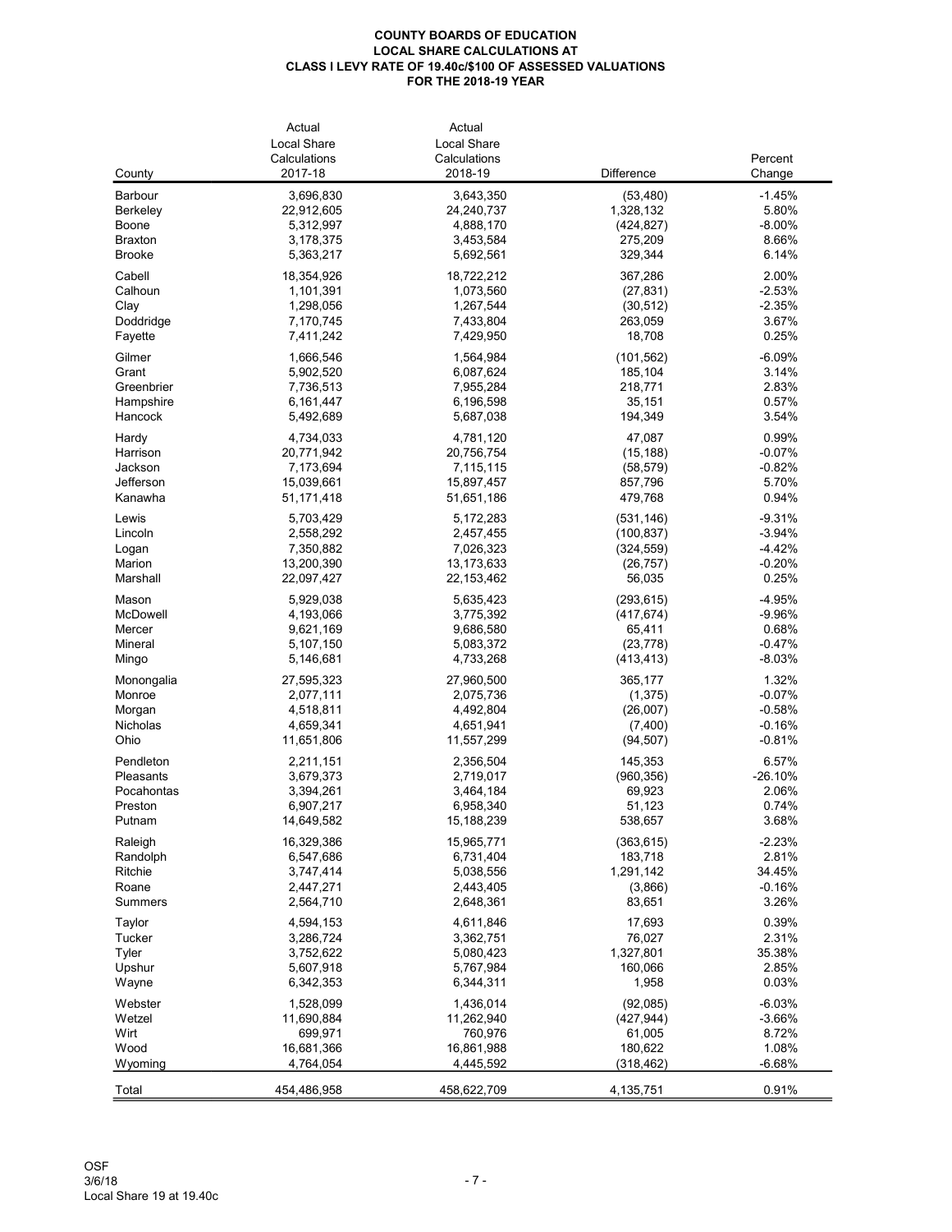**COUNTY BOARDS OF EDUCATION**
**LOCAL SHARE CALCULATIONS AT**
**CLASS I LEVY RATE OF 19.40c/$100 OF ASSESSED VALUATIONS**
**FOR THE 2018-19 YEAR**

| County | Actual Local Share Calculations 2017-18 | Actual Local Share Calculations 2018-19 | Difference | Percent Change |
|---|---|---|---|---|
| Barbour | 3,696,830 | 3,643,350 | (53,480) | -1.45% |
| Berkeley | 22,912,605 | 24,240,737 | 1,328,132 | 5.80% |
| Boone | 5,312,997 | 4,888,170 | (424,827) | -8.00% |
| Braxton | 3,178,375 | 3,453,584 | 275,209 | 8.66% |
| Brooke | 5,363,217 | 5,692,561 | 329,344 | 6.14% |
| Cabell | 18,354,926 | 18,722,212 | 367,286 | 2.00% |
| Calhoun | 1,101,391 | 1,073,560 | (27,831) | -2.53% |
| Clay | 1,298,056 | 1,267,544 | (30,512) | -2.35% |
| Doddridge | 7,170,745 | 7,433,804 | 263,059 | 3.67% |
| Fayette | 7,411,242 | 7,429,950 | 18,708 | 0.25% |
| Gilmer | 1,666,546 | 1,564,984 | (101,562) | -6.09% |
| Grant | 5,902,520 | 6,087,624 | 185,104 | 3.14% |
| Greenbrier | 7,736,513 | 7,955,284 | 218,771 | 2.83% |
| Hampshire | 6,161,447 | 6,196,598 | 35,151 | 0.57% |
| Hancock | 5,492,689 | 5,687,038 | 194,349 | 3.54% |
| Hardy | 4,734,033 | 4,781,120 | 47,087 | 0.99% |
| Harrison | 20,771,942 | 20,756,754 | (15,188) | -0.07% |
| Jackson | 7,173,694 | 7,115,115 | (58,579) | -0.82% |
| Jefferson | 15,039,661 | 15,897,457 | 857,796 | 5.70% |
| Kanawha | 51,171,418 | 51,651,186 | 479,768 | 0.94% |
| Lewis | 5,703,429 | 5,172,283 | (531,146) | -9.31% |
| Lincoln | 2,558,292 | 2,457,455 | (100,837) | -3.94% |
| Logan | 7,350,882 | 7,026,323 | (324,559) | -4.42% |
| Marion | 13,200,390 | 13,173,633 | (26,757) | -0.20% |
| Marshall | 22,097,427 | 22,153,462 | 56,035 | 0.25% |
| Mason | 5,929,038 | 5,635,423 | (293,615) | -4.95% |
| McDowell | 4,193,066 | 3,775,392 | (417,674) | -9.96% |
| Mercer | 9,621,169 | 9,686,580 | 65,411 | 0.68% |
| Mineral | 5,107,150 | 5,083,372 | (23,778) | -0.47% |
| Mingo | 5,146,681 | 4,733,268 | (413,413) | -8.03% |
| Monongalia | 27,595,323 | 27,960,500 | 365,177 | 1.32% |
| Monroe | 2,077,111 | 2,075,736 | (1,375) | -0.07% |
| Morgan | 4,518,811 | 4,492,804 | (26,007) | -0.58% |
| Nicholas | 4,659,341 | 4,651,941 | (7,400) | -0.16% |
| Ohio | 11,651,806 | 11,557,299 | (94,507) | -0.81% |
| Pendleton | 2,211,151 | 2,356,504 | 145,353 | 6.57% |
| Pleasants | 3,679,373 | 2,719,017 | (960,356) | -26.10% |
| Pocahontas | 3,394,261 | 3,464,184 | 69,923 | 2.06% |
| Preston | 6,907,217 | 6,958,340 | 51,123 | 0.74% |
| Putnam | 14,649,582 | 15,188,239 | 538,657 | 3.68% |
| Raleigh | 16,329,386 | 15,965,771 | (363,615) | -2.23% |
| Randolph | 6,547,686 | 6,731,404 | 183,718 | 2.81% |
| Ritchie | 3,747,414 | 5,038,556 | 1,291,142 | 34.45% |
| Roane | 2,447,271 | 2,443,405 | (3,866) | -0.16% |
| Summers | 2,564,710 | 2,648,361 | 83,651 | 3.26% |
| Taylor | 4,594,153 | 4,611,846 | 17,693 | 0.39% |
| Tucker | 3,286,724 | 3,362,751 | 76,027 | 2.31% |
| Tyler | 3,752,622 | 5,080,423 | 1,327,801 | 35.38% |
| Upshur | 5,607,918 | 5,767,984 | 160,066 | 2.85% |
| Wayne | 6,342,353 | 6,344,311 | 1,958 | 0.03% |
| Webster | 1,528,099 | 1,436,014 | (92,085) | -6.03% |
| Wetzel | 11,690,884 | 11,262,940 | (427,944) | -3.66% |
| Wirt | 699,971 | 760,976 | 61,005 | 8.72% |
| Wood | 16,681,366 | 16,861,988 | 180,622 | 1.08% |
| Wyoming | 4,764,054 | 4,445,592 | (318,462) | -6.68% |
| Total | 454,486,958 | 458,622,709 | 4,135,751 | 0.91% |

OSF
3/6/18
Local Share 19 at 19.40c